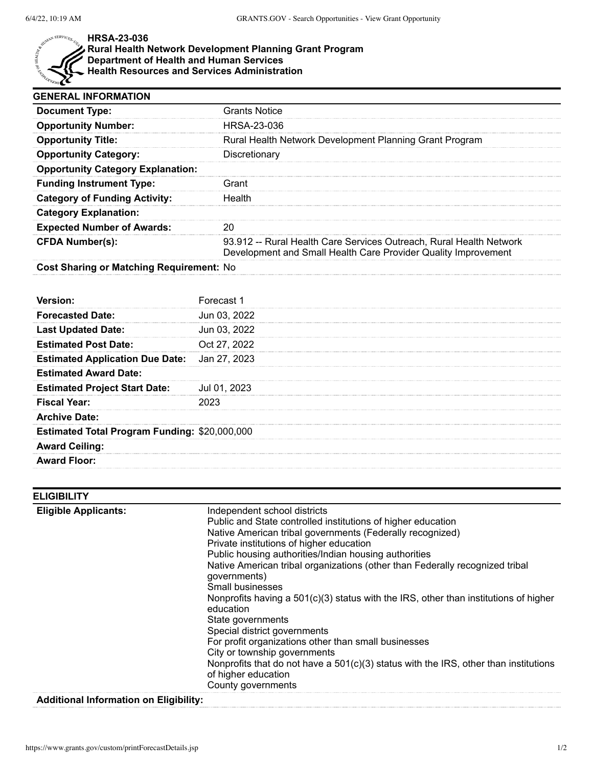# HRSA-23-036
## Rural Health Network Development Planning Grant Program
## Department of Health and Human Services
## Health Resources and Services Administration

### GENERAL INFORMATION

| | |
|---|---|
| **Document Type:** | Grants Notice |
| **Opportunity Number:** | HRSA-23-036 |
| **Opportunity Title:** | Rural Health Network Development Planning Grant Program |
| **Opportunity Category:** | Discretionary |
| **Opportunity Category Explanation:** | |
| **Funding Instrument Type:** | Grant |
| **Category of Funding Activity:** | Health |
| **Category Explanation:** | |
| **Expected Number of Awards:** | 20 |
| **CFDA Number(s):** | 93.912 -- Rural Health Care Services Outreach, Rural Health Network Development and Small Health Care Provider Quality Improvement |
| **Cost Sharing or Matching Requirement:** | No |

| | |
|---|---|
| **Version:** | Forecast 1 |
| **Forecasted Date:** | Jun 03, 2022 |
| **Last Updated Date:** | Jun 03, 2022 |
| **Estimated Post Date:** | Oct 27, 2022 |
| **Estimated Application Due Date:** | Jan 27, 2023 |
| **Estimated Award Date:** | |
| **Estimated Project Start Date:** | Jul 01, 2023 |
| **Fiscal Year:** | 2023 |
| **Archive Date:** | |
| **Estimated Total Program Funding:** | $20,000,000 |
| **Award Ceiling:** | |
| **Award Floor:** | |

### ELIGIBILITY

**Eligible Applicants:**

- Independent school districts
- Public and State controlled institutions of higher education
- Native American tribal governments (Federally recognized)
- Private institutions of higher education
- Public housing authorities/Indian housing authorities
- Native American tribal organizations (other than Federally recognized tribal governments)
- Small businesses
- Nonprofits having a 501(c)(3) status with the IRS, other than institutions of higher education
- State governments
- Special district governments
- For profit organizations other than small businesses
- City or township governments
- Nonprofits that do not have a 501(c)(3) status with the IRS, other than institutions of higher education
- County governments

**Additional Information on Eligibility:**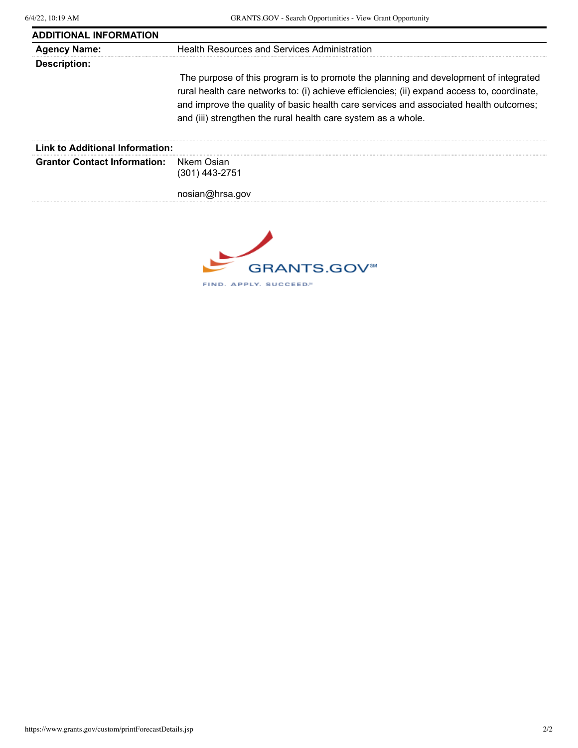## ADDITIONAL INFORMATION

| | |
|---|---|
| **Agency Name:** | Health Resources and Services Administration |
| **Description:** | The purpose of this program is to promote the planning and development of integrated rural health care networks to: (i) achieve efficiencies; (ii) expand access to, coordinate, and improve the quality of basic health care services and associated health outcomes; and (iii) strengthen the rural health care system as a whole. |
| **Link to Additional Information:** | |
| **Grantor Contact Information:** | Nkem Osian<br>(301) 443-2751<br><br>nosian@hrsa.gov |

GRANTS.GOV[SM]

FIND. APPLY. SUCCEED.[SM]